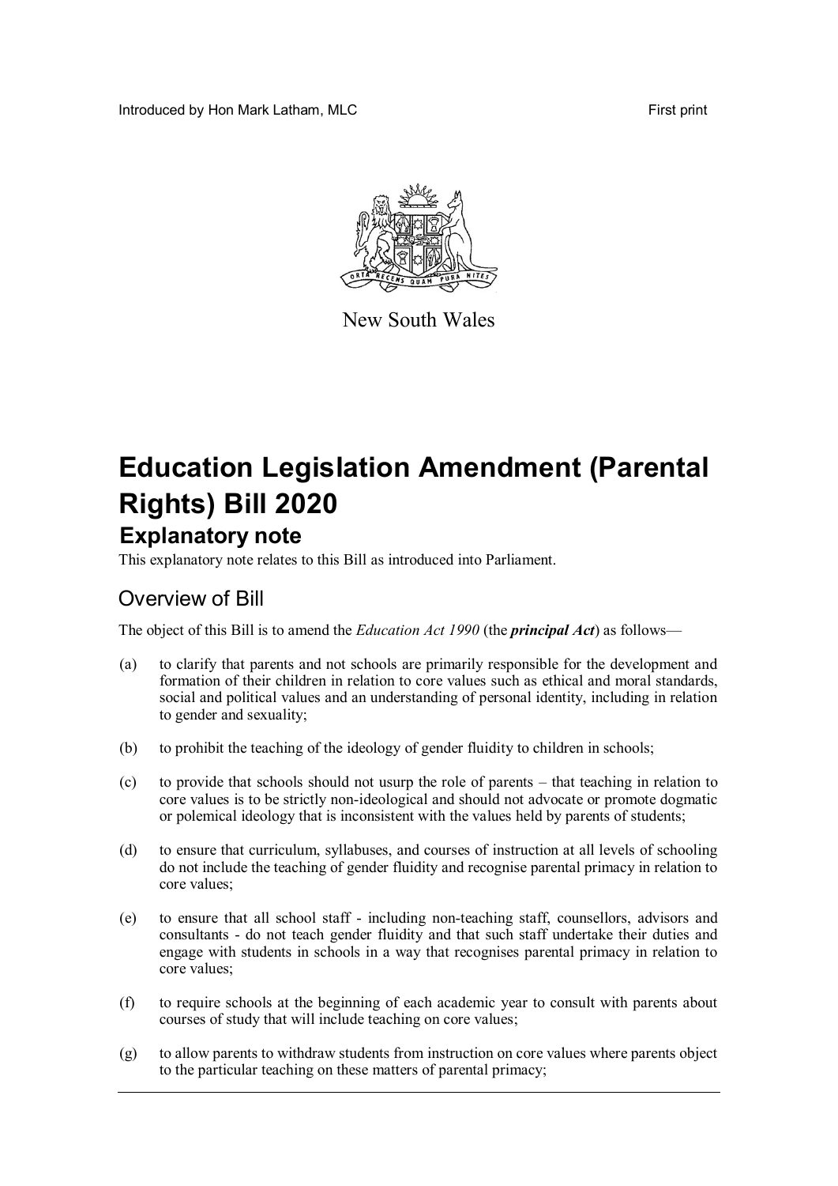Introduced by Hon Mark Latham, MLC

First print

New South Wales

# Education Legislation Amendment (Parental Rights) Bill 2020

## Explanatory note

This explanatory note relates to this Bill as introduced into Parliament.

## Overview of Bill

The object of this Bill is to amend the *Education Act 1990* (the ***principal Act***) as follows—

(a) to clarify that parents and not schools are primarily responsible for the development and formation of their children in relation to core values such as ethical and moral standards, social and political values and an understanding of personal identity, including in relation to gender and sexuality;

(b) to prohibit the teaching of the ideology of gender fluidity to children in schools;

(c) to provide that schools should not usurp the role of parents – that teaching in relation to core values is to be strictly non-ideological and should not advocate or promote dogmatic or polemical ideology that is inconsistent with the values held by parents of students;

(d) to ensure that curriculum, syllabuses, and courses of instruction at all levels of schooling do not include the teaching of gender fluidity and recognise parental primacy in relation to core values;

(e) to ensure that all school staff - including non-teaching staff, counsellors, advisors and consultants - do not teach gender fluidity and that such staff undertake their duties and engage with students in schools in a way that recognises parental primacy in relation to core values;

(f) to require schools at the beginning of each academic year to consult with parents about courses of study that will include teaching on core values;

(g) to allow parents to withdraw students from instruction on core values where parents object to the particular teaching on these matters of parental primacy;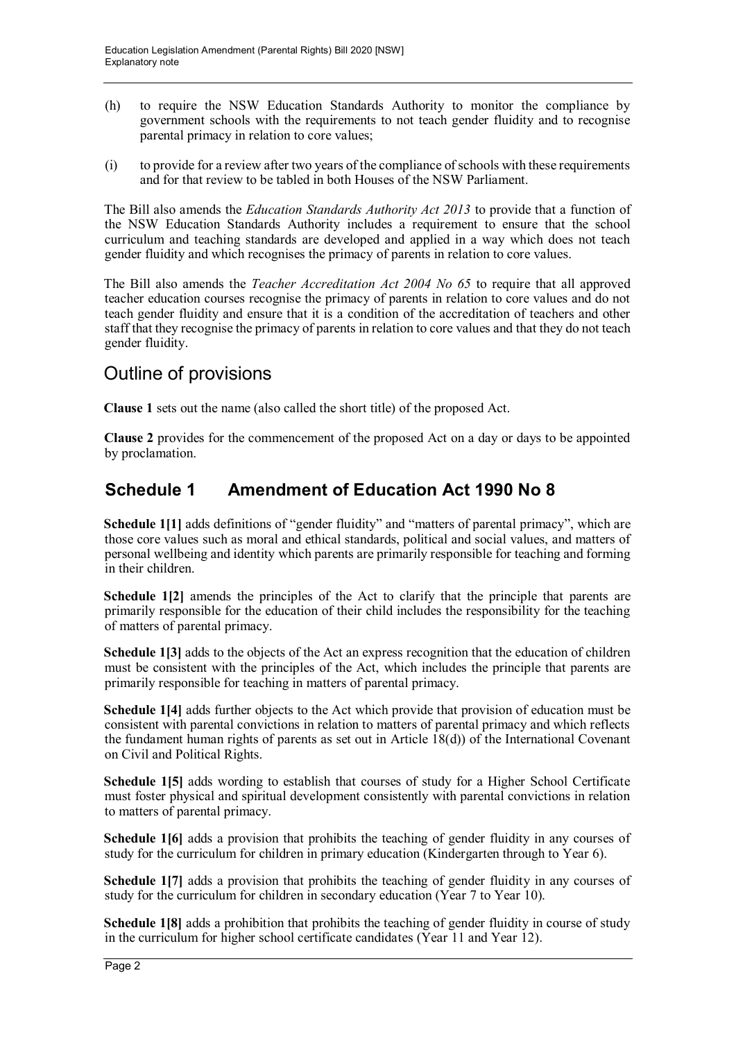(h) to require the NSW Education Standards Authority to monitor the compliance by government schools with the requirements to not teach gender fluidity and to recognise parental primacy in relation to core values;

(i) to provide for a review after two years of the compliance of schools with these requirements and for that review to be tabled in both Houses of the NSW Parliament.

The Bill also amends the *Education Standards Authority Act 2013* to provide that a function of the NSW Education Standards Authority includes a requirement to ensure that the school curriculum and teaching standards are developed and applied in a way which does not teach gender fluidity and which recognises the primacy of parents in relation to core values.

The Bill also amends the *Teacher Accreditation Act 2004 No 65* to require that all approved teacher education courses recognise the primacy of parents in relation to core values and do not teach gender fluidity and ensure that it is a condition of the accreditation of teachers and other staff that they recognise the primacy of parents in relation to core values and that they do not teach gender fluidity.

## Outline of provisions

**Clause 1** sets out the name (also called the short title) of the proposed Act.

**Clause 2** provides for the commencement of the proposed Act on a day or days to be appointed by proclamation.

## Schedule 1 Amendment of Education Act 1990 No 8

**Schedule 1[1]** adds definitions of "gender fluidity" and "matters of parental primacy", which are those core values such as moral and ethical standards, political and social values, and matters of personal wellbeing and identity which parents are primarily responsible for teaching and forming in their children.

**Schedule 1[2]** amends the principles of the Act to clarify that the principle that parents are primarily responsible for the education of their child includes the responsibility for the teaching of matters of parental primacy.

**Schedule 1[3]** adds to the objects of the Act an express recognition that the education of children must be consistent with the principles of the Act, which includes the principle that parents are primarily responsible for teaching in matters of parental primacy.

**Schedule 1[4]** adds further objects to the Act which provide that provision of education must be consistent with parental convictions in relation to matters of parental primacy and which reflects the fundament human rights of parents as set out in Article 18(d)) of the International Covenant on Civil and Political Rights.

**Schedule 1[5]** adds wording to establish that courses of study for a Higher School Certificate must foster physical and spiritual development consistently with parental convictions in relation to matters of parental primacy.

**Schedule 1[6]** adds a provision that prohibits the teaching of gender fluidity in any courses of study for the curriculum for children in primary education (Kindergarten through to Year 6).

**Schedule 1[7]** adds a provision that prohibits the teaching of gender fluidity in any courses of study for the curriculum for children in secondary education (Year 7 to Year 10).

**Schedule 1[8]** adds a prohibition that prohibits the teaching of gender fluidity in course of study in the curriculum for higher school certificate candidates (Year 11 and Year 12).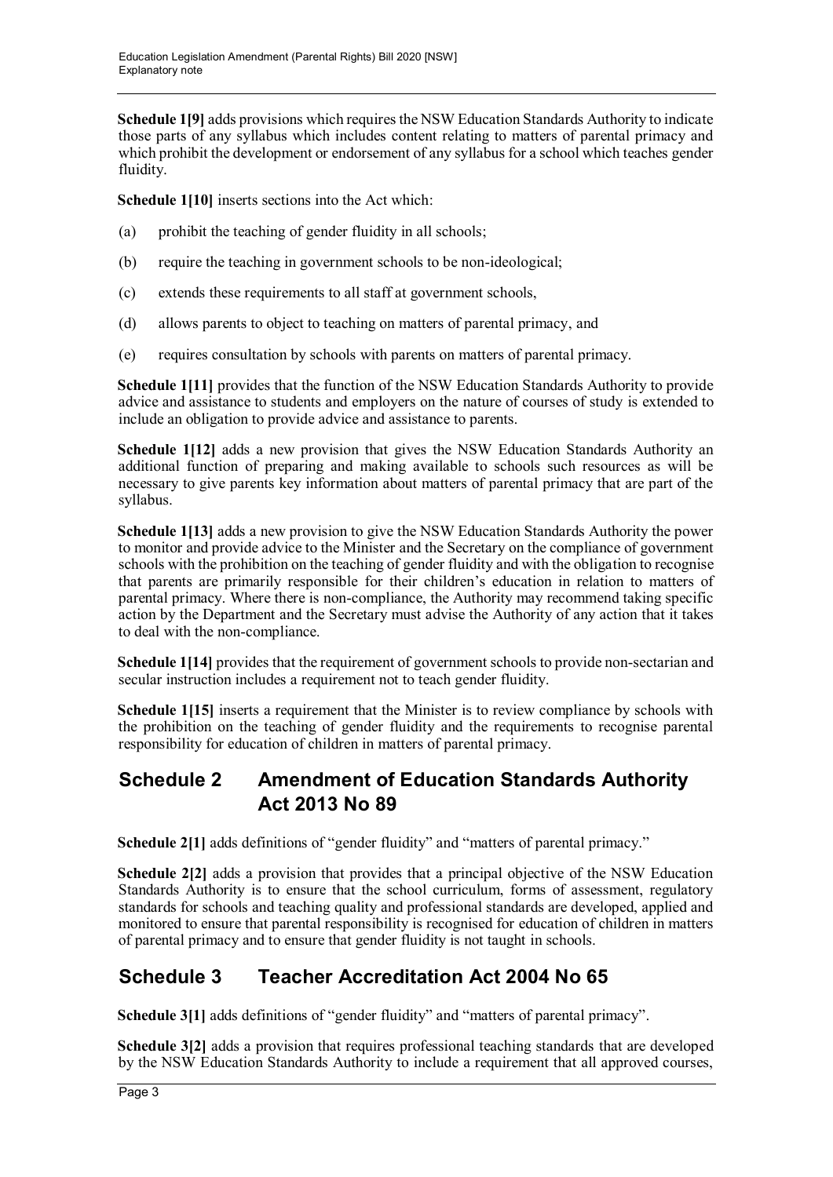**Schedule 1[9]** adds provisions which requires the NSW Education Standards Authority to indicate those parts of any syllabus which includes content relating to matters of parental primacy and which prohibit the development or endorsement of any syllabus for a school which teaches gender fluidity.

**Schedule 1[10]** inserts sections into the Act which:

(a) prohibit the teaching of gender fluidity in all schools;

(b) require the teaching in government schools to be non-ideological;

(c) extends these requirements to all staff at government schools,

(d) allows parents to object to teaching on matters of parental primacy, and

(e) requires consultation by schools with parents on matters of parental primacy.

**Schedule 1[11]** provides that the function of the NSW Education Standards Authority to provide advice and assistance to students and employers on the nature of courses of study is extended to include an obligation to provide advice and assistance to parents.

**Schedule 1[12]** adds a new provision that gives the NSW Education Standards Authority an additional function of preparing and making available to schools such resources as will be necessary to give parents key information about matters of parental primacy that are part of the syllabus.

**Schedule 1[13]** adds a new provision to give the NSW Education Standards Authority the power to monitor and provide advice to the Minister and the Secretary on the compliance of government schools with the prohibition on the teaching of gender fluidity and with the obligation to recognise that parents are primarily responsible for their children's education in relation to matters of parental primacy. Where there is non-compliance, the Authority may recommend taking specific action by the Department and the Secretary must advise the Authority of any action that it takes to deal with the non-compliance.

**Schedule 1[14]** provides that the requirement of government schools to provide non-sectarian and secular instruction includes a requirement not to teach gender fluidity.

**Schedule 1[15]** inserts a requirement that the Minister is to review compliance by schools with the prohibition on the teaching of gender fluidity and the requirements to recognise parental responsibility for education of children in matters of parental primacy.

## Schedule 2 Amendment of Education Standards Authority Act 2013 No 89

**Schedule 2[1]** adds definitions of "gender fluidity" and "matters of parental primacy."

**Schedule 2[2]** adds a provision that provides that a principal objective of the NSW Education Standards Authority is to ensure that the school curriculum, forms of assessment, regulatory standards for schools and teaching quality and professional standards are developed, applied and monitored to ensure that parental responsibility is recognised for education of children in matters of parental primacy and to ensure that gender fluidity is not taught in schools.

## Schedule 3 Teacher Accreditation Act 2004 No 65

**Schedule 3[1]** adds definitions of "gender fluidity" and "matters of parental primacy".

**Schedule 3[2]** adds a provision that requires professional teaching standards that are developed by the NSW Education Standards Authority to include a requirement that all approved courses,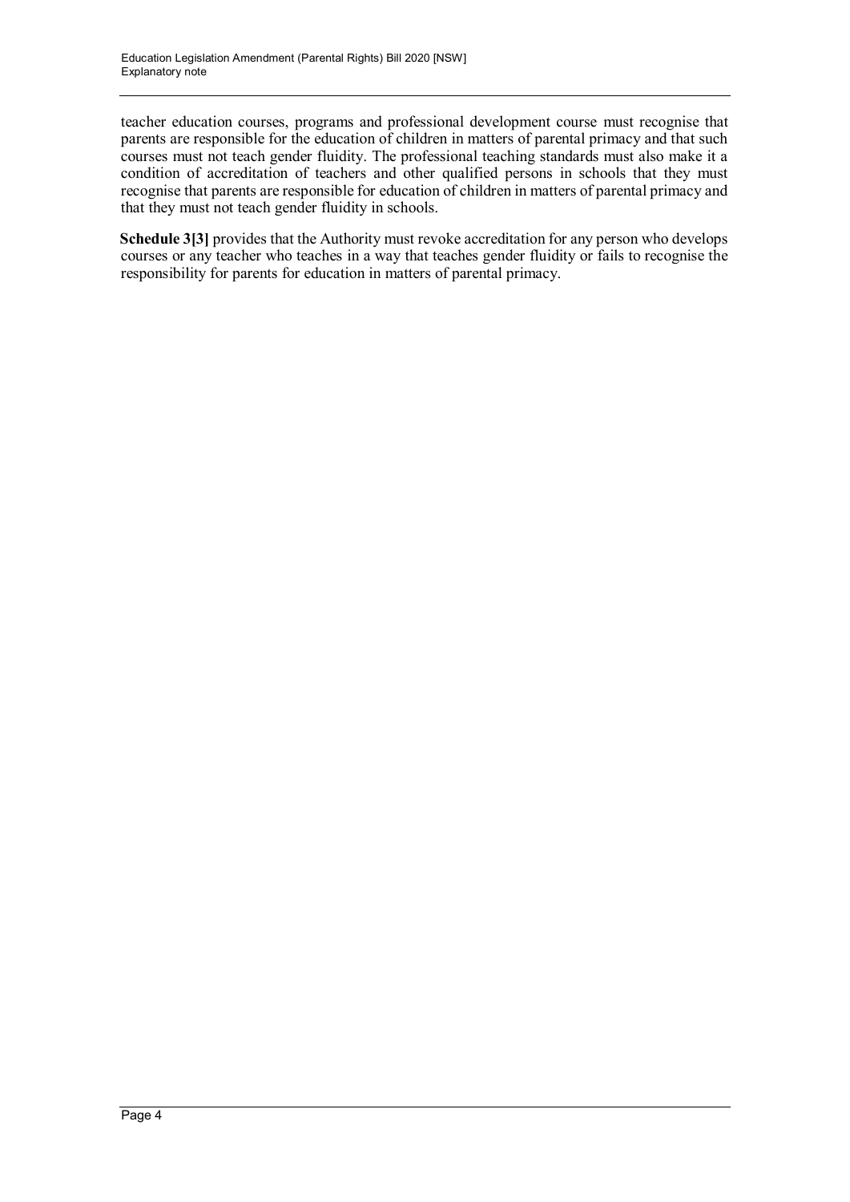teacher education courses, programs and professional development course must recognise that parents are responsible for the education of children in matters of parental primacy and that such courses must not teach gender fluidity. The professional teaching standards must also make it a condition of accreditation of teachers and other qualified persons in schools that they must recognise that parents are responsible for education of children in matters of parental primacy and that they must not teach gender fluidity in schools.

**Schedule 3[3]** provides that the Authority must revoke accreditation for any person who develops courses or any teacher who teaches in a way that teaches gender fluidity or fails to recognise the responsibility for parents for education in matters of parental primacy.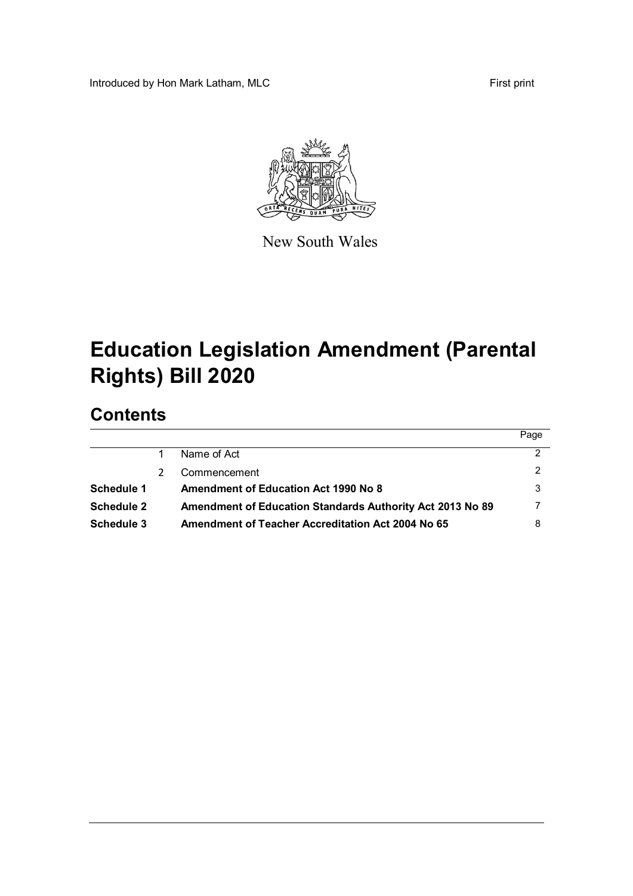Introduced by Hon Mark Latham, MLC

First print

New South Wales

# Education Legislation Amendment (Parental Rights) Bill 2020

## Contents

| | | | Page |
|---|---|---|---|
| | 1 | Name of Act | 2 |
| | 2 | Commencement | 2 |
| **Schedule 1** | | **Amendment of Education Act 1990 No 8** | 3 |
| **Schedule 2** | | **Amendment of Education Standards Authority Act 2013 No 89** | 7 |
| **Schedule 3** | | **Amendment of Teacher Accreditation Act 2004 No 65** | 8 |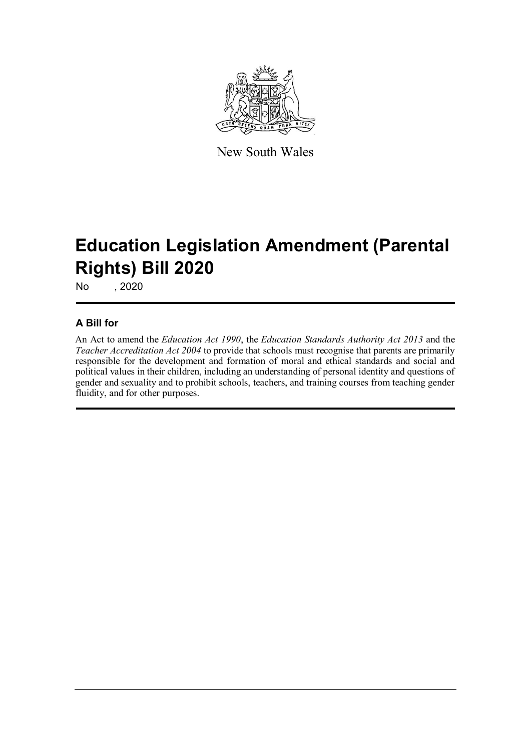New South Wales

# Education Legislation Amendment (Parental Rights) Bill 2020

No , 2020

## A Bill for

An Act to amend the *Education Act 1990*, the *Education Standards Authority Act 2013* and the *Teacher Accreditation Act 2004* to provide that schools must recognise that parents are primarily responsible for the development and formation of moral and ethical standards and social and political values in their children, including an understanding of personal identity and questions of gender and sexuality and to prohibit schools, teachers, and training courses from teaching gender fluidity, and for other purposes.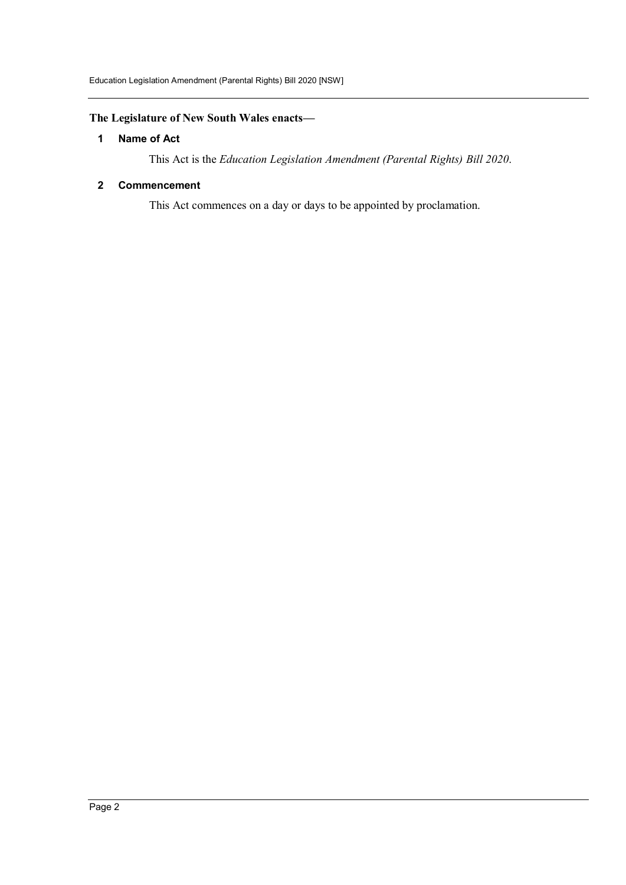**The Legislature of New South Wales enacts—**

### 1 Name of Act

This Act is the *Education Legislation Amendment (Parental Rights) Bill 2020*.

### 2 Commencement

This Act commences on a day or days to be appointed by proclamation.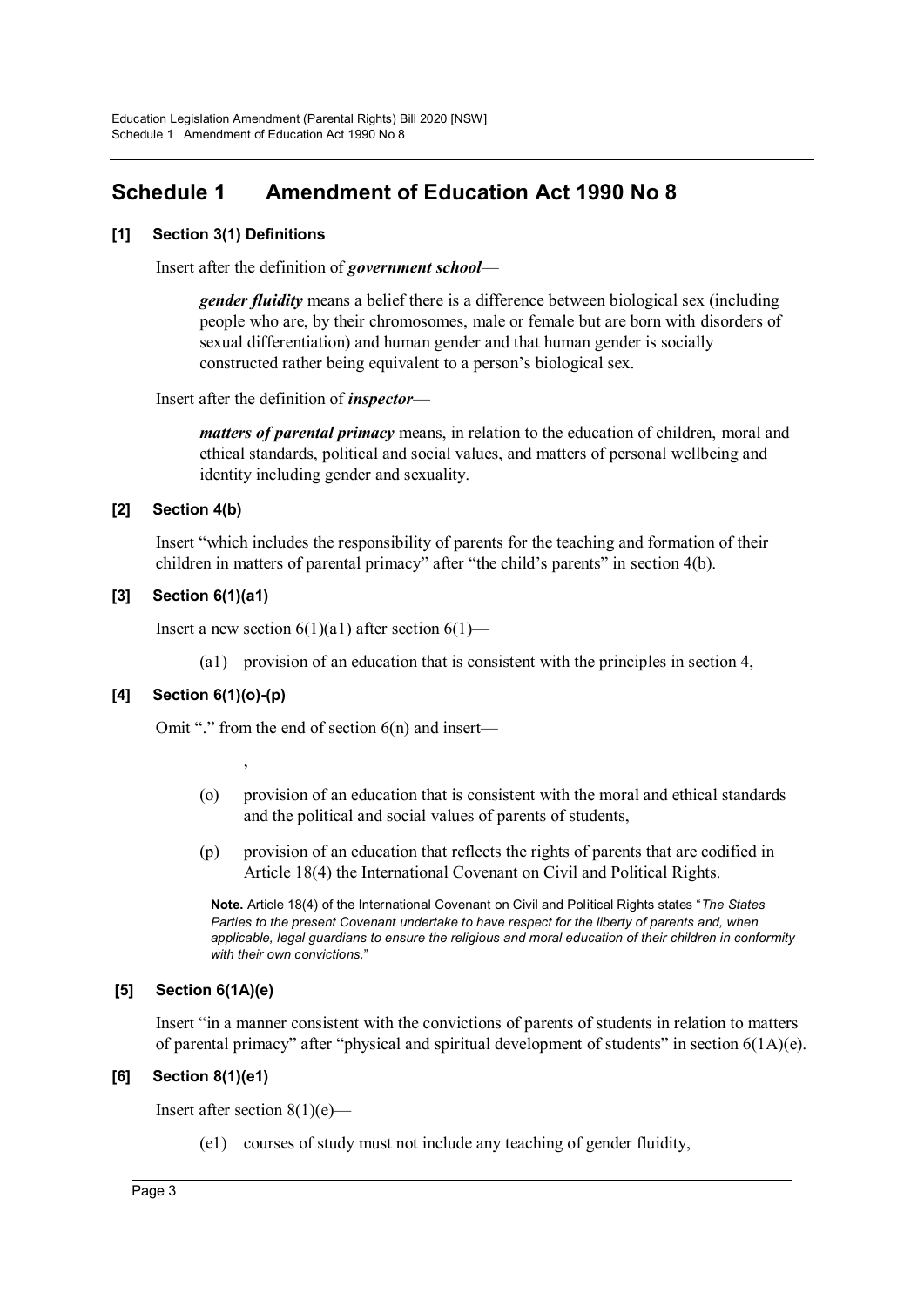# Schedule 1 Amendment of Education Act 1990 No 8

### [1] Section 3(1) Definitions

Insert after the definition of ***government school***—

> ***gender fluidity*** means a belief there is a difference between biological sex (including people who are, by their chromosomes, male or female but are born with disorders of sexual differentiation) and human gender and that human gender is socially constructed rather being equivalent to a person's biological sex.

Insert after the definition of ***inspector***—

> ***matters of parental primacy*** means, in relation to the education of children, moral and ethical standards, political and social values, and matters of personal wellbeing and identity including gender and sexuality.

### [2] Section 4(b)

Insert "which includes the responsibility of parents for the teaching and formation of their children in matters of parental primacy" after "the child's parents" in section 4(b).

### [3] Section 6(1)(a1)

Insert a new section 6(1)(a1) after section 6(1)—

> (a1) provision of an education that is consistent with the principles in section 4,

### [4] Section 6(1)(o)-(p)

Omit "." from the end of section 6(n) and insert—

> ,
>
> (o) provision of an education that is consistent with the moral and ethical standards and the political and social values of parents of students,
>
> (p) provision of an education that reflects the rights of parents that are codified in Article 18(4) the International Covenant on Civil and Political Rights.
>
> **Note.** Article 18(4) of the International Covenant on Civil and Political Rights states "*The States Parties to the present Covenant undertake to have respect for the liberty of parents and, when applicable, legal guardians to ensure the religious and moral education of their children in conformity with their own convictions.*"

### [5] Section 6(1A)(e)

Insert "in a manner consistent with the convictions of parents of students in relation to matters of parental primacy" after "physical and spiritual development of students" in section 6(1A)(e).

### [6] Section 8(1)(e1)

Insert after section 8(1)(e)—

> (e1) courses of study must not include any teaching of gender fluidity,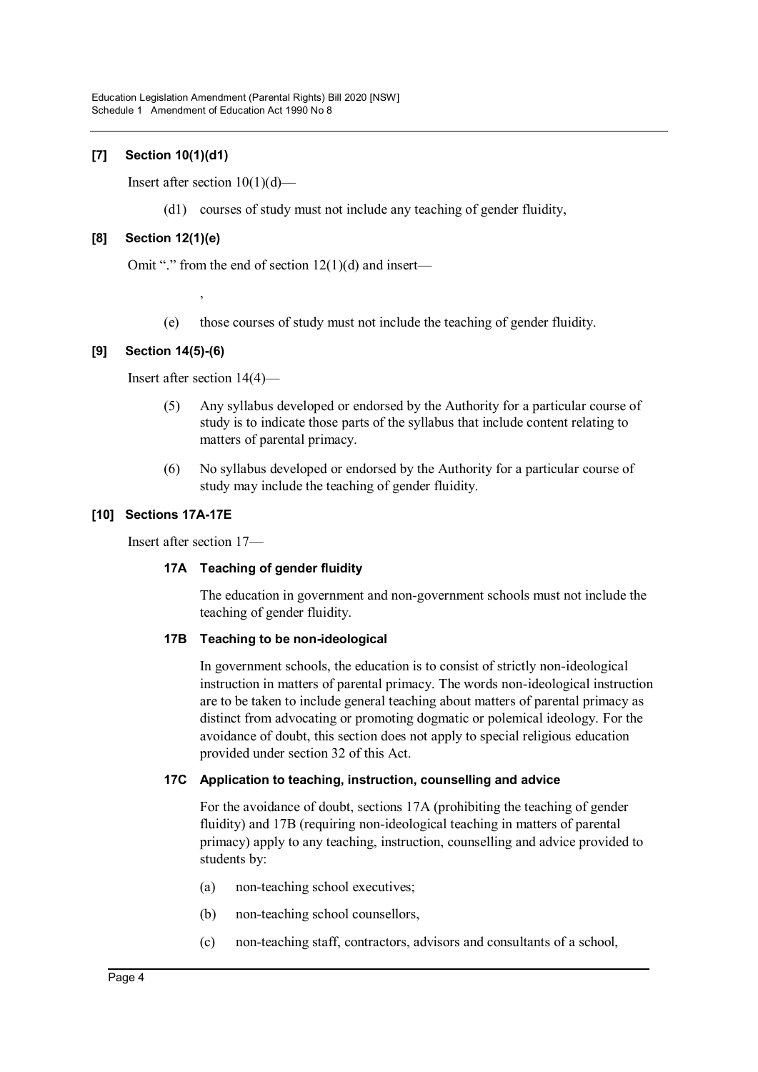**[7] Section 10(1)(d1)**

Insert after section 10(1)(d)—

(d1) courses of study must not include any teaching of gender fluidity,

**[8] Section 12(1)(e)**

Omit "." from the end of section 12(1)(d) and insert—

,

(e) those courses of study must not include the teaching of gender fluidity.

**[9] Section 14(5)-(6)**

Insert after section 14(4)—

(5) Any syllabus developed or endorsed by the Authority for a particular course of study is to indicate those parts of the syllabus that include content relating to matters of parental primacy.

(6) No syllabus developed or endorsed by the Authority for a particular course of study may include the teaching of gender fluidity.

**[10] Sections 17A-17E**

Insert after section 17—

**17A Teaching of gender fluidity**

The education in government and non-government schools must not include the teaching of gender fluidity.

**17B Teaching to be non-ideological**

In government schools, the education is to consist of strictly non-ideological instruction in matters of parental primacy. The words non-ideological instruction are to be taken to include general teaching about matters of parental primacy as distinct from advocating or promoting dogmatic or polemical ideology. For the avoidance of doubt, this section does not apply to special religious education provided under section 32 of this Act.

**17C Application to teaching, instruction, counselling and advice**

For the avoidance of doubt, sections 17A (prohibiting the teaching of gender fluidity) and 17B (requiring non-ideological teaching in matters of parental primacy) apply to any teaching, instruction, counselling and advice provided to students by:

(a) non-teaching school executives;

(b) non-teaching school counsellors,

(c) non-teaching staff, contractors, advisors and consultants of a school,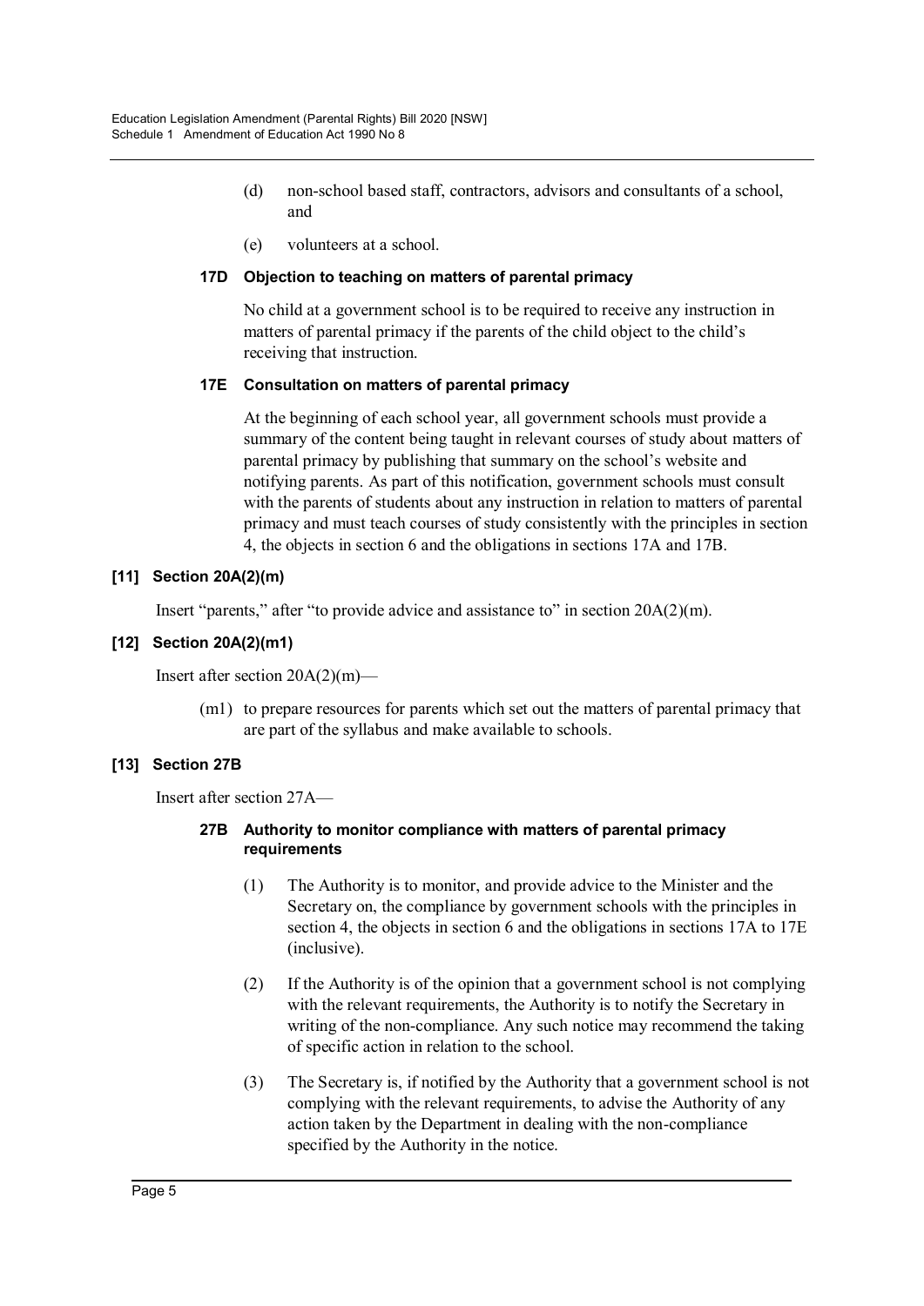(d) non-school based staff, contractors, advisors and consultants of a school, and

(e) volunteers at a school.

**17D Objection to teaching on matters of parental primacy**

No child at a government school is to be required to receive any instruction in matters of parental primacy if the parents of the child object to the child's receiving that instruction.

**17E Consultation on matters of parental primacy**

At the beginning of each school year, all government schools must provide a summary of the content being taught in relevant courses of study about matters of parental primacy by publishing that summary on the school's website and notifying parents. As part of this notification, government schools must consult with the parents of students about any instruction in relation to matters of parental primacy and must teach courses of study consistently with the principles in section 4, the objects in section 6 and the obligations in sections 17A and 17B.

**[11] Section 20A(2)(m)**

Insert "parents," after "to provide advice and assistance to" in section 20A(2)(m).

**[12] Section 20A(2)(m1)**

Insert after section 20A(2)(m)—

(m1) to prepare resources for parents which set out the matters of parental primacy that are part of the syllabus and make available to schools.

**[13] Section 27B**

Insert after section 27A—

**27B Authority to monitor compliance with matters of parental primacy requirements**

(1) The Authority is to monitor, and provide advice to the Minister and the Secretary on, the compliance by government schools with the principles in section 4, the objects in section 6 and the obligations in sections 17A to 17E (inclusive).

(2) If the Authority is of the opinion that a government school is not complying with the relevant requirements, the Authority is to notify the Secretary in writing of the non-compliance. Any such notice may recommend the taking of specific action in relation to the school.

(3) The Secretary is, if notified by the Authority that a government school is not complying with the relevant requirements, to advise the Authority of any action taken by the Department in dealing with the non-compliance specified by the Authority in the notice.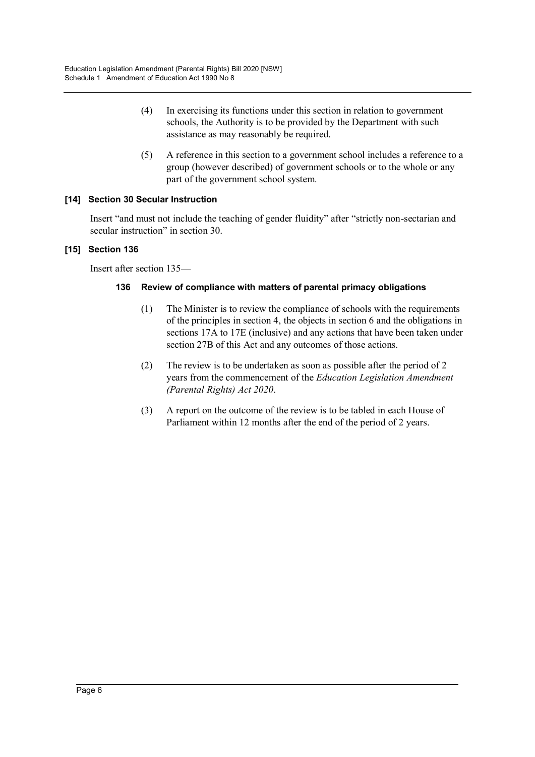(4) In exercising its functions under this section in relation to government schools, the Authority is to be provided by the Department with such assistance as may reasonably be required.

(5) A reference in this section to a government school includes a reference to a group (however described) of government schools or to the whole or any part of the government school system.

### [14] Section 30 Secular Instruction

Insert "and must not include the teaching of gender fluidity" after "strictly non-sectarian and secular instruction" in section 30.

### [15] Section 136

Insert after section 135—

#### 136 Review of compliance with matters of parental primacy obligations

(1) The Minister is to review the compliance of schools with the requirements of the principles in section 4, the objects in section 6 and the obligations in sections 17A to 17E (inclusive) and any actions that have been taken under section 27B of this Act and any outcomes of those actions.

(2) The review is to be undertaken as soon as possible after the period of 2 years from the commencement of the *Education Legislation Amendment (Parental Rights) Act 2020*.

(3) A report on the outcome of the review is to be tabled in each House of Parliament within 12 months after the end of the period of 2 years.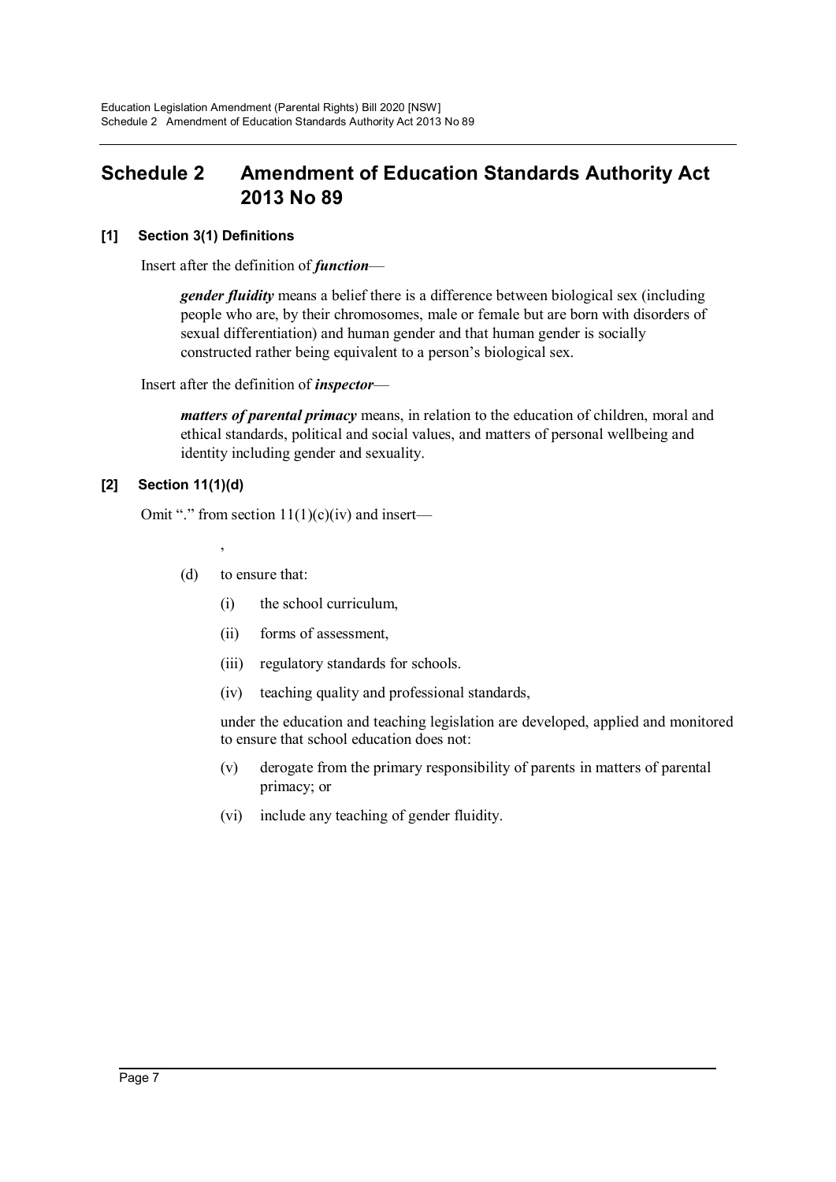# Schedule 2 Amendment of Education Standards Authority Act 2013 No 89

**[1] Section 3(1) Definitions**

Insert after the definition of ***function***—

> ***gender fluidity*** means a belief there is a difference between biological sex (including people who are, by their chromosomes, male or female but are born with disorders of sexual differentiation) and human gender and that human gender is socially constructed rather being equivalent to a person's biological sex.

Insert after the definition of ***inspector***—

> ***matters of parental primacy*** means, in relation to the education of children, moral and ethical standards, political and social values, and matters of personal wellbeing and identity including gender and sexuality.

**[2] Section 11(1)(d)**

Omit "." from section 11(1)(c)(iv) and insert—

> ,
>
> (d) to ensure that:
>
> (i) the school curriculum,
>
> (ii) forms of assessment,
>
> (iii) regulatory standards for schools.
>
> (iv) teaching quality and professional standards,
>
> under the education and teaching legislation are developed, applied and monitored to ensure that school education does not:
>
> (v) derogate from the primary responsibility of parents in matters of parental primacy; or
>
> (vi) include any teaching of gender fluidity.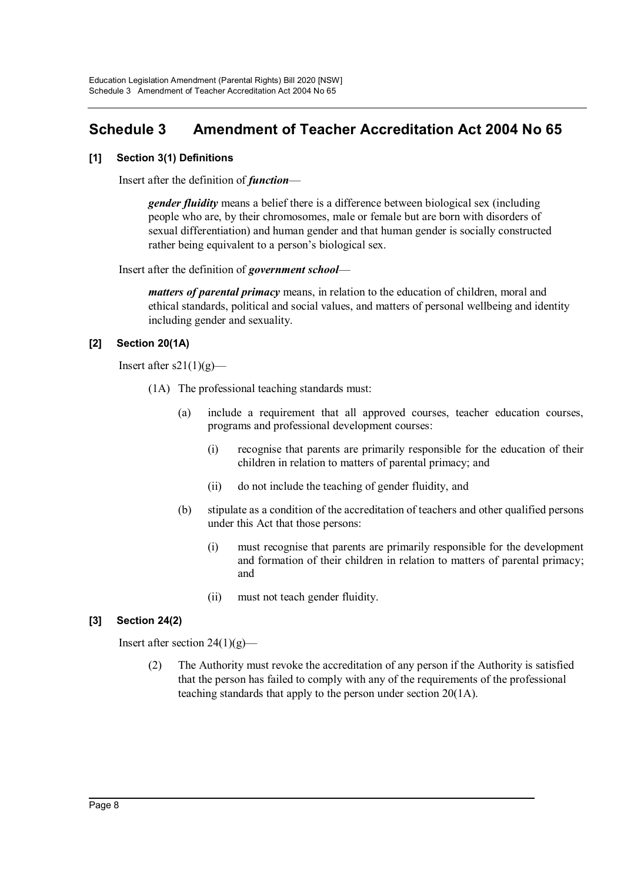# Schedule 3 Amendment of Teacher Accreditation Act 2004 No 65

**[1] Section 3(1) Definitions**

Insert after the definition of ***function***—

> ***gender fluidity*** means a belief there is a difference between biological sex (including people who are, by their chromosomes, male or female but are born with disorders of sexual differentiation) and human gender and that human gender is socially constructed rather being equivalent to a person's biological sex.

Insert after the definition of ***government school***—

> ***matters of parental primacy*** means, in relation to the education of children, moral and ethical standards, political and social values, and matters of personal wellbeing and identity including gender and sexuality.

**[2] Section 20(1A)**

Insert after s21(1)(g)—

> (1A) The professional teaching standards must:
>
> (a) include a requirement that all approved courses, teacher education courses, programs and professional development courses:
>
> (i) recognise that parents are primarily responsible for the education of their children in relation to matters of parental primacy; and
>
> (ii) do not include the teaching of gender fluidity, and
>
> (b) stipulate as a condition of the accreditation of teachers and other qualified persons under this Act that those persons:
>
> (i) must recognise that parents are primarily responsible for the development and formation of their children in relation to matters of parental primacy; and
>
> (ii) must not teach gender fluidity.

**[3] Section 24(2)**

Insert after section 24(1)(g)—

> (2) The Authority must revoke the accreditation of any person if the Authority is satisfied that the person has failed to comply with any of the requirements of the professional teaching standards that apply to the person under section 20(1A).